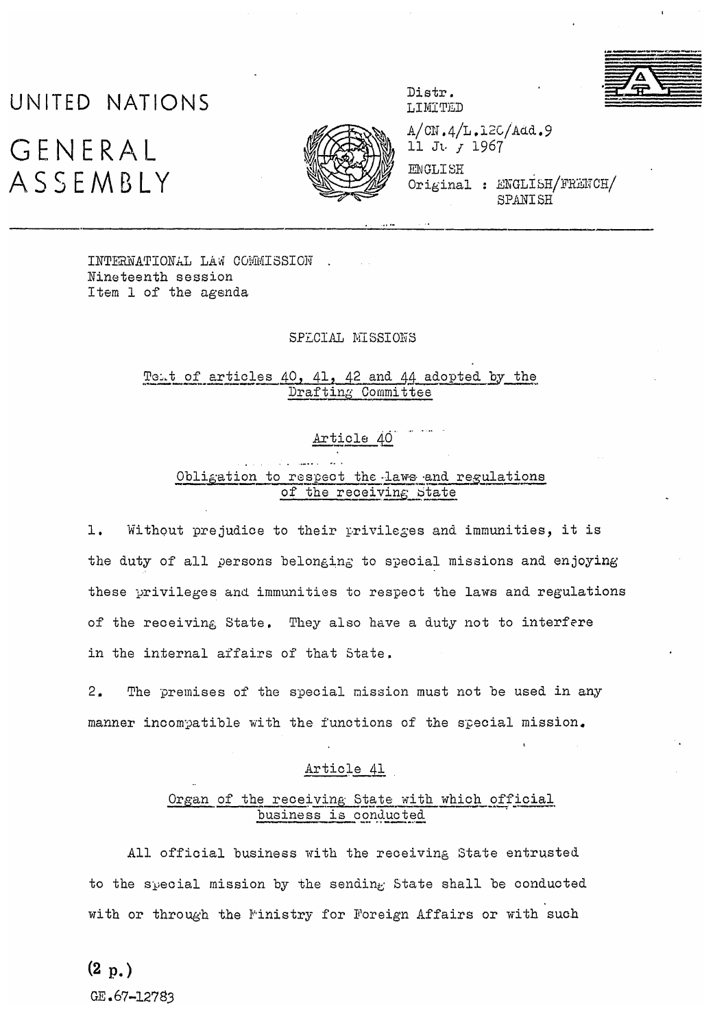# UNITED NATIONS

# GENERAL ASSEMBLY

Distr.
LIMITED

A/CN.4/L.120/Add.9
11 July 1967

ENGLISH
Original : ENGLISH/FRENCH/SPANISH

INTERNATIONAL LAW COMMISSION
Nineteenth session
Item 1 of the agenda

## SPECIAL MISSIONS

### Text of articles 40, 41, 42 and 44 adopted by the Drafting Committee

#### Article 40

##### Obligation to respect the laws and regulations of the receiving State

1. Without prejudice to their privileges and immunities, it is the duty of all persons belonging to special missions and enjoying these privileges and immunities to respect the laws and regulations of the receiving State. They also have a duty not to interfere in the internal affairs of that State.

2. The premises of the special mission must not be used in any manner incompatible with the functions of the special mission.

#### Article 41

##### Organ of the receiving State with which official business is conducted

All official business with the receiving State entrusted to the special mission by the sending State shall be conducted with or through the Ministry for Foreign Affairs or with such

(2 p.)
GE.67-12783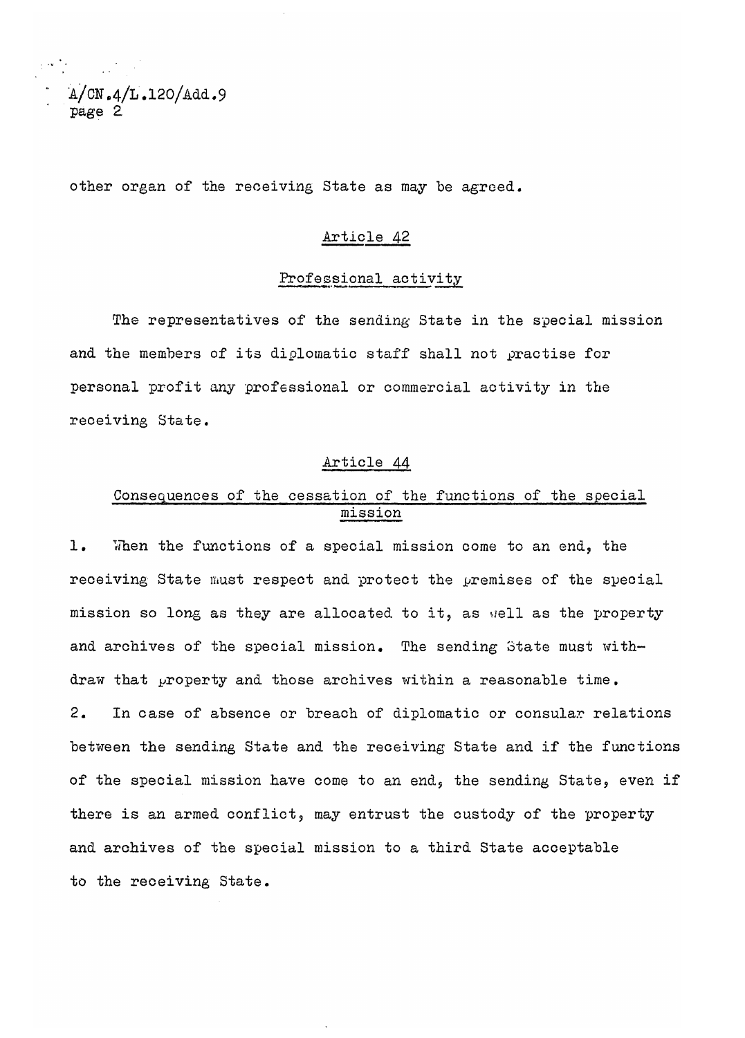other organ of the receiving State as may be agreed.

## Article 42

### Professional activity

The representatives of the sending State in the special mission and the members of its diplomatic staff shall not practise for personal profit any professional or commercial activity in the receiving State.

## Article 44

### Consequences of the cessation of the functions of the special mission

1. When the functions of a special mission come to an end, the receiving State must respect and protect the premises of the special mission so long as they are allocated to it, as well as the property and archives of the special mission. The sending State must withdraw that property and those archives within a reasonable time.

2. In case of absence or breach of diplomatic or consular relations between the sending State and the receiving State and if the functions of the special mission have come to an end, the sending State, even if there is an armed conflict, may entrust the custody of the property and archives of the special mission to a third State acceptable to the receiving State.